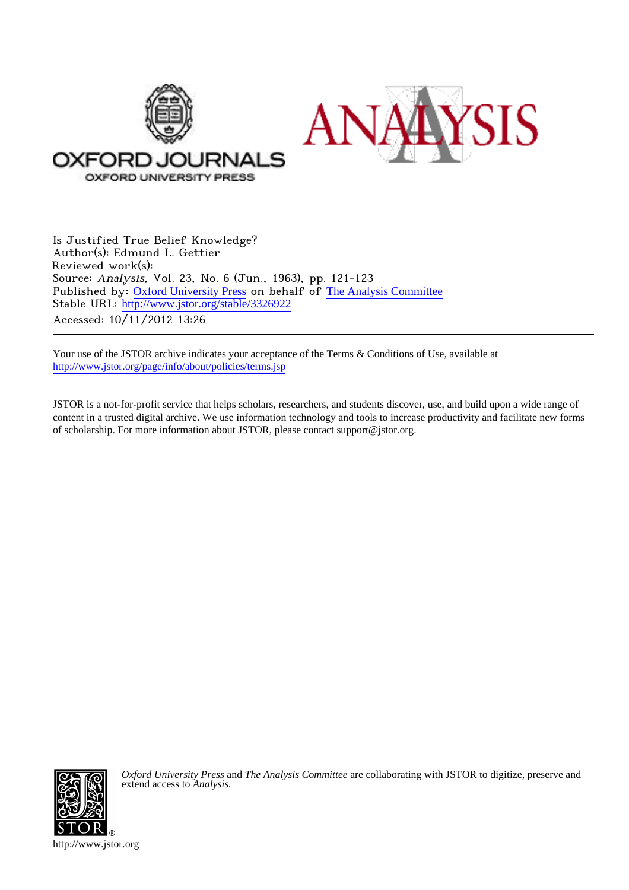Is Justified True Belief Knowledge?
Author(s): Edmund L. Gettier
Reviewed work(s):
Source: *Analysis*, Vol. 23, No. 6 (Jun., 1963), pp. 121-123
Published by: Oxford University Press on behalf of The Analysis Committee
Stable URL: http://www.jstor.org/stable/3326922
Accessed: 10/11/2012 13:26

Your use of the JSTOR archive indicates your acceptance of the Terms & Conditions of Use, available at
http://www.jstor.org/page/info/about/policies/terms.jsp

JSTOR is a not-for-profit service that helps scholars, researchers, and students discover, use, and build upon a wide range of content in a trusted digital archive. We use information technology and tools to increase productivity and facilitate new forms of scholarship. For more information about JSTOR, please contact support@jstor.org.

*Oxford University Press* and *The Analysis Committee* are collaborating with JSTOR to digitize, preserve and extend access to *Analysis.*

http://www.jstor.org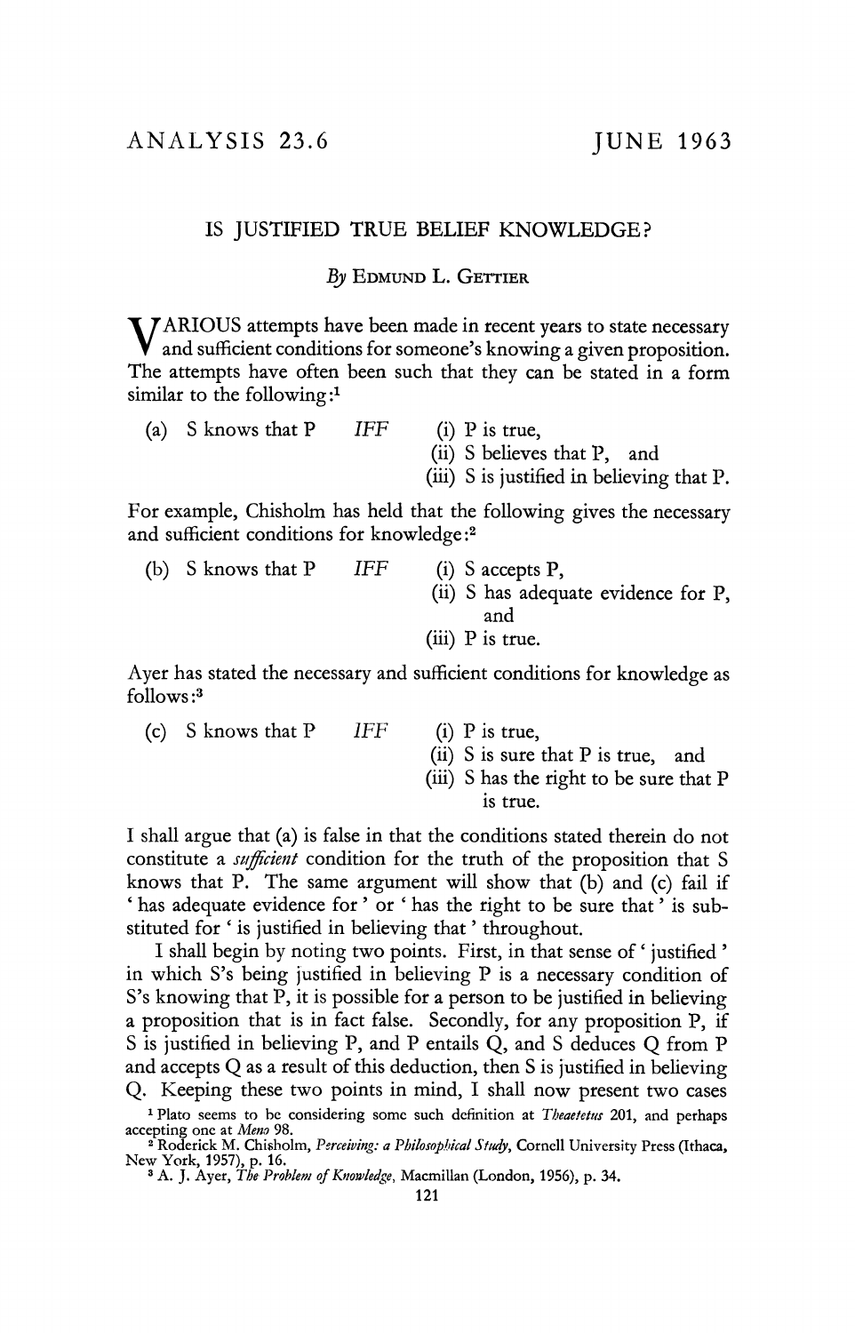# IS JUSTIFIED TRUE BELIEF KNOWLEDGE?

*By* Edmund L. Gettier

Various attempts have been made in recent years to state necessary and sufficient conditions for someone's knowing a given proposition. The attempts have often been such that they can be stated in a form similar to the following:[1]

(a) S knows that P *IFF* (i) P is true,
(ii) S believes that P, and
(iii) S is justified in believing that P.

For example, Chisholm has held that the following gives the necessary and sufficient conditions for knowledge:[2]

(b) S knows that P *IFF* (i) S accepts P,
(ii) S has adequate evidence for P, and
(iii) P is true.

Ayer has stated the necessary and sufficient conditions for knowledge as follows:[3]

(c) S knows that P *IFF* (i) P is true,
(ii) S is sure that P is true, and
(iii) S has the right to be sure that P is true.

I shall argue that (a) is false in that the conditions stated therein do not constitute a *sufficient* condition for the truth of the proposition that S knows that P. The same argument will show that (b) and (c) fail if 'has adequate evidence for' or 'has the right to be sure that' is substituted for 'is justified in believing that' throughout.

I shall begin by noting two points. First, in that sense of 'justified' in which S's being justified in believing P is a necessary condition of S's knowing that P, it is possible for a person to be justified in believing a proposition that is in fact false. Secondly, for any proposition P, if S is justified in believing P, and P entails Q, and S deduces Q from P and accepts Q as a result of this deduction, then S is justified in believing Q. Keeping these two points in mind, I shall now present two cases

[1] Plato seems to be considering some such definition at *Theaetetus* 201, and perhaps accepting one at *Meno* 98.

[2] Roderick M. Chisholm, *Perceiving: a Philosophical Study*, Cornell University Press (Ithaca, New York, 1957), p. 16.

[3] A. J. Ayer, *The Problem of Knowledge*, Macmillan (London, 1956), p. 34.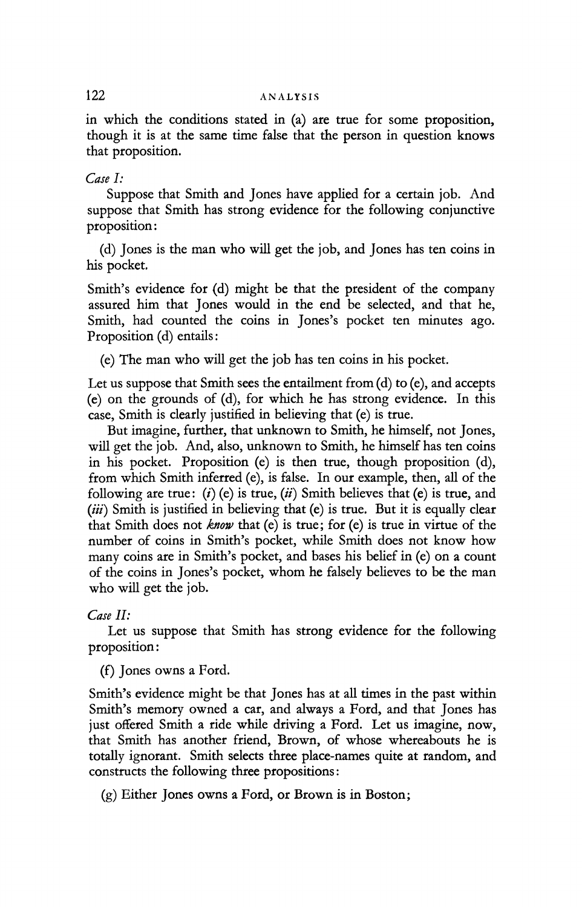in which the conditions stated in (a) are true for some proposition, though it is at the same time false that the person in question knows that proposition.

*Case I:*

Suppose that Smith and Jones have applied for a certain job. And suppose that Smith has strong evidence for the following conjunctive proposition:

(d) Jones is the man who will get the job, and Jones has ten coins in his pocket.

Smith's evidence for (d) might be that the president of the company assured him that Jones would in the end be selected, and that he, Smith, had counted the coins in Jones's pocket ten minutes ago. Proposition (d) entails:

(e) The man who will get the job has ten coins in his pocket.

Let us suppose that Smith sees the entailment from (d) to (e), and accepts (e) on the grounds of (d), for which he has strong evidence. In this case, Smith is clearly justified in believing that (e) is true.

But imagine, further, that unknown to Smith, he himself, not Jones, will get the job. And, also, unknown to Smith, he himself has ten coins in his pocket. Proposition (e) is then true, though proposition (d), from which Smith inferred (e), is false. In our example, then, all of the following are true: (*i*) (e) is true, (*ii*) Smith believes that (e) is true, and (*iii*) Smith is justified in believing that (e) is true. But it is equally clear that Smith does not *know* that (e) is true; for (e) is true in virtue of the number of coins in Smith's pocket, while Smith does not know how many coins are in Smith's pocket, and bases his belief in (e) on a count of the coins in Jones's pocket, whom he falsely believes to be the man who will get the job.

*Case II:*

Let us suppose that Smith has strong evidence for the following proposition:

(f) Jones owns a Ford.

Smith's evidence might be that Jones has at all times in the past within Smith's memory owned a car, and always a Ford, and that Jones has just offered Smith a ride while driving a Ford. Let us imagine, now, that Smith has another friend, Brown, of whose whereabouts he is totally ignorant. Smith selects three place-names quite at random, and constructs the following three propositions:

(g) Either Jones owns a Ford, or Brown is in Boston;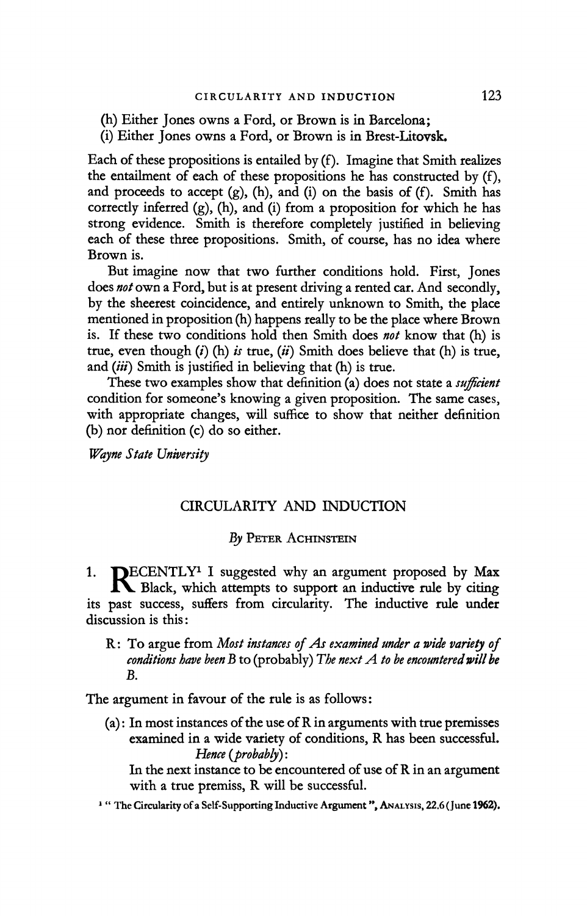(h) Either Jones owns a Ford, or Brown is in Barcelona;
(i) Either Jones owns a Ford, or Brown is in Brest-Litovsk.

Each of these propositions is entailed by (f). Imagine that Smith realizes the entailment of each of these propositions he has constructed by (f), and proceeds to accept (g), (h), and (i) on the basis of (f). Smith has correctly inferred (g), (h), and (i) from a proposition for which he has strong evidence. Smith is therefore completely justified in believing each of these three propositions. Smith, of course, has no idea where Brown is.

But imagine now that two further conditions hold. First, Jones does *not* own a Ford, but is at present driving a rented car. And secondly, by the sheerest coincidence, and entirely unknown to Smith, the place mentioned in proposition (h) happens really to be the place where Brown is. If these two conditions hold then Smith does *not* know that (h) is true, even though (*i*) (h) *is* true, (*ii*) Smith does believe that (h) is true, and (*iii*) Smith is justified in believing that (h) is true.

These two examples show that definition (a) does not state a *sufficient* condition for someone's knowing a given proposition. The same cases, with appropriate changes, will suffice to show that neither definition (b) nor definition (c) do so either.

*Wayne State University*

## CIRCULARITY AND INDUCTION

*By* Peter Achinstein

1. RECENTLY[1] I suggested why an argument proposed by Max Black, which attempts to support an inductive rule by citing its past success, suffers from circularity. The inductive rule under discussion is this:

> R: To argue from *Most instances of As examined under a wide variety of conditions have been B* to (probably) *The next A to be encountered will be B.*

The argument in favour of the rule is as follows:

> (a): In most instances of the use of R in arguments with true premisses examined in a wide variety of conditions, R has been successful.
> *Hence (probably)*:
> In the next instance to be encountered of use of R in an argument with a true premiss, R will be successful.

[1] " The Circularity of a Self-Supporting Inductive Argument ", Analysis, 22.6 (June 1962).